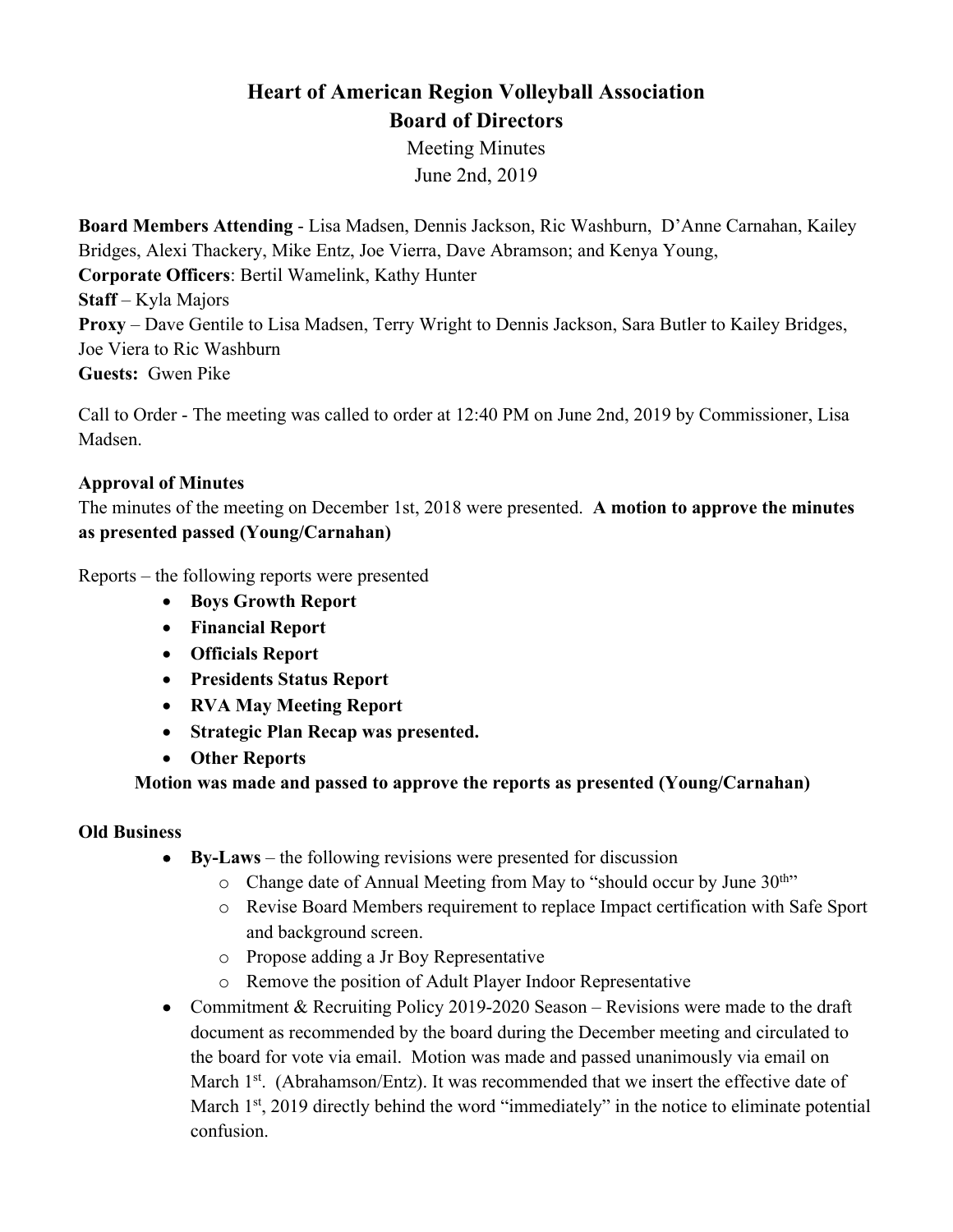# Heart of American Region Volleyball Association
## Board of Directors

Meeting Minutes

June 2nd, 2019

**Board Members Attending** - Lisa Madsen, Dennis Jackson, Ric Washburn, D'Anne Carnahan, Kailey Bridges, Alexi Thackery, Mike Entz, Joe Vierra, Dave Abramson; and Kenya Young,
**Corporate Officers**: Bertil Wamelink, Kathy Hunter
**Staff** – Kyla Majors
**Proxy** – Dave Gentile to Lisa Madsen, Terry Wright to Dennis Jackson, Sara Butler to Kailey Bridges, Joe Viera to Ric Washburn
**Guests:** Gwen Pike

Call to Order - The meeting was called to order at 12:40 PM on June 2nd, 2019 by Commissioner, Lisa Madsen.

**Approval of Minutes**

The minutes of the meeting on December 1st, 2018 were presented. **A motion to approve the minutes as presented passed (Young/Carnahan)**

Reports – the following reports were presented

- **Boys Growth Report**
- **Financial Report**
- **Officials Report**
- **Presidents Status Report**
- **RVA May Meeting Report**
- **Strategic Plan Recap was presented.**
- **Other Reports**

**Motion was made and passed to approve the reports as presented (Young/Carnahan)**

**Old Business**

- **By-Laws** – the following revisions were presented for discussion
  - Change date of Annual Meeting from May to "should occur by June 30th"
  - Revise Board Members requirement to replace Impact certification with Safe Sport and background screen.
  - Propose adding a Jr Boy Representative
  - Remove the position of Adult Player Indoor Representative
- Commitment & Recruiting Policy 2019-2020 Season – Revisions were made to the draft document as recommended by the board during the December meeting and circulated to the board for vote via email. Motion was made and passed unanimously via email on March 1st. (Abrahamson/Entz). It was recommended that we insert the effective date of March 1st, 2019 directly behind the word "immediately" in the notice to eliminate potential confusion.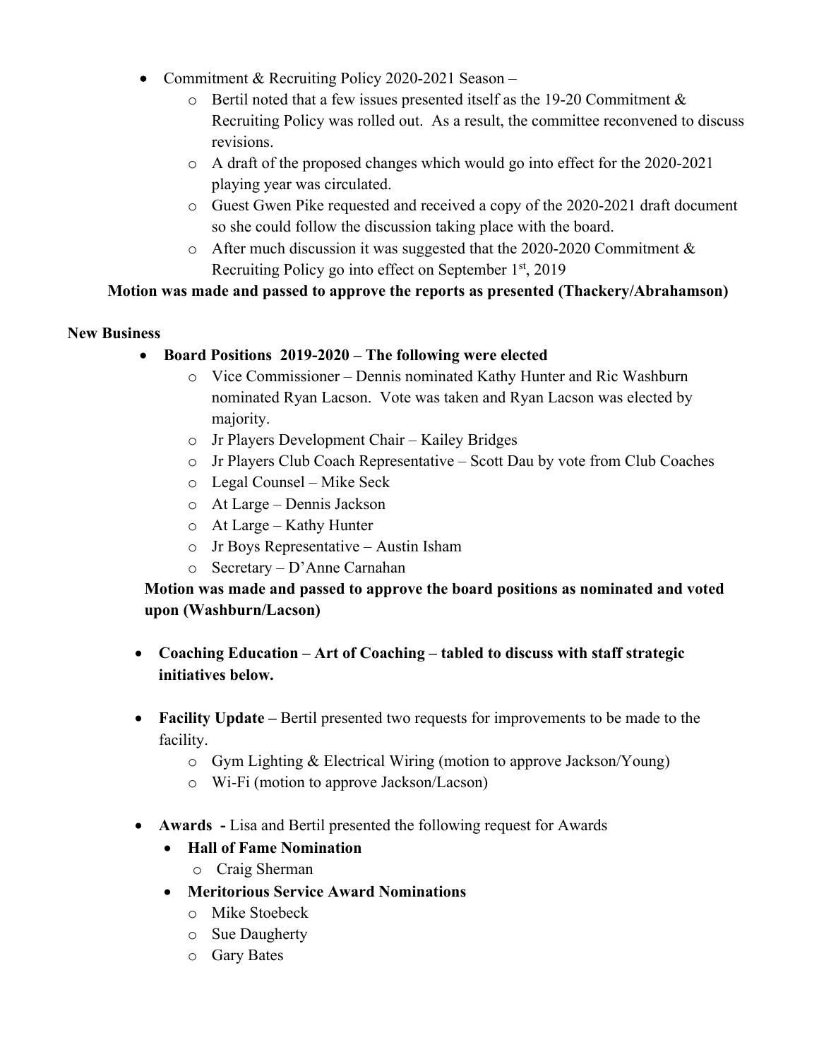- Commitment & Recruiting Policy 2020-2021 Season –
  - Bertil noted that a few issues presented itself as the 19-20 Commitment & Recruiting Policy was rolled out. As a result, the committee reconvened to discuss revisions.
  - A draft of the proposed changes which would go into effect for the 2020-2021 playing year was circulated.
  - Guest Gwen Pike requested and received a copy of the 2020-2021 draft document so she could follow the discussion taking place with the board.
  - After much discussion it was suggested that the 2020-2020 Commitment & Recruiting Policy go into effect on September 1st, 2019

**Motion was made and passed to approve the reports as presented (Thackery/Abrahamson)**

**New Business**

- **Board Positions 2019-2020 – The following were elected**
  - Vice Commissioner – Dennis nominated Kathy Hunter and Ric Washburn nominated Ryan Lacson. Vote was taken and Ryan Lacson was elected by majority.
  - Jr Players Development Chair – Kailey Bridges
  - Jr Players Club Coach Representative – Scott Dau by vote from Club Coaches
  - Legal Counsel – Mike Seck
  - At Large – Dennis Jackson
  - At Large – Kathy Hunter
  - Jr Boys Representative – Austin Isham
  - Secretary – D'Anne Carnahan

**Motion was made and passed to approve the board positions as nominated and voted upon (Washburn/Lacson)**

- **Coaching Education – Art of Coaching – tabled to discuss with staff strategic initiatives below.**

- **Facility Update –** Bertil presented two requests for improvements to be made to the facility.
  - Gym Lighting & Electrical Wiring (motion to approve Jackson/Young)
  - Wi-Fi (motion to approve Jackson/Lacson)

- **Awards -** Lisa and Bertil presented the following request for Awards
  - **Hall of Fame Nomination**
    - Craig Sherman
  - **Meritorious Service Award Nominations**
    - Mike Stoebeck
    - Sue Daugherty
    - Gary Bates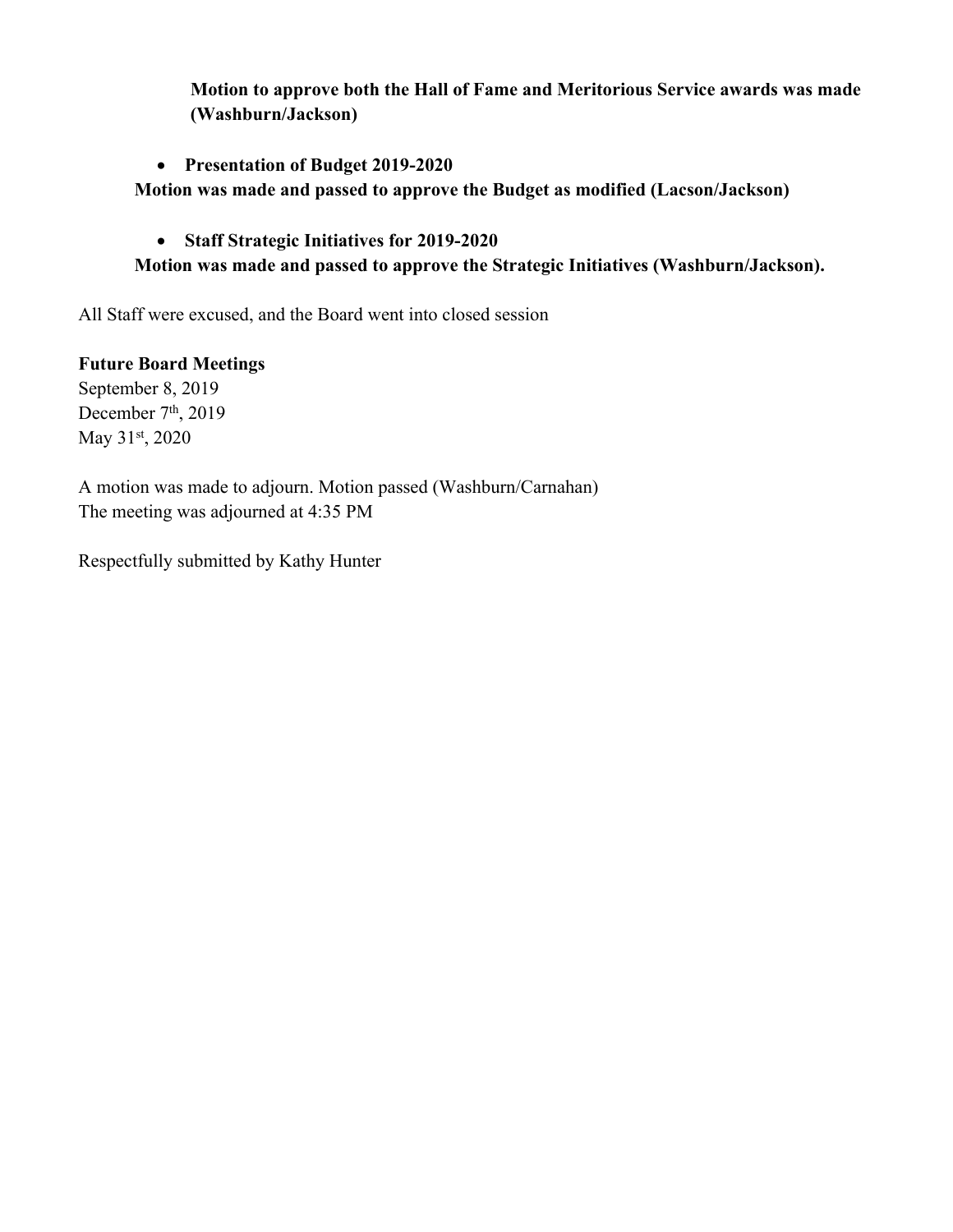**Motion to approve both the Hall of Fame and Meritorious Service awards was made (Washburn/Jackson)**

- **Presentation of Budget 2019-2020**

**Motion was made and passed to approve the Budget as modified (Lacson/Jackson)**

- **Staff Strategic Initiatives for 2019-2020**

**Motion was made and passed to approve the Strategic Initiatives (Washburn/Jackson).**

All Staff were excused, and the Board went into closed session

**Future Board Meetings**
September 8, 2019
December 7th, 2019
May 31st, 2020

A motion was made to adjourn. Motion passed (Washburn/Carnahan)
The meeting was adjourned at 4:35 PM

Respectfully submitted by Kathy Hunter